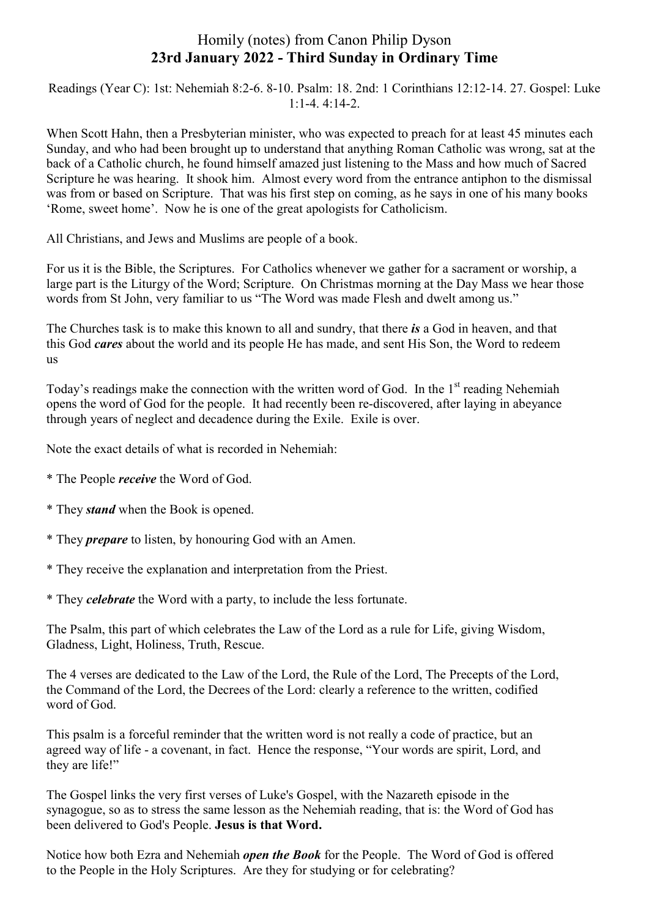# Homily (notes) from Canon Philip Dyson
## 23rd January 2022 - Third Sunday in Ordinary Time

Readings (Year C): 1st: Nehemiah 8:2-6. 8-10. Psalm: 18. 2nd: 1 Corinthians 12:12-14. 27. Gospel: Luke 1:1-4. 4:14-2.

When Scott Hahn, then a Presbyterian minister, who was expected to preach for at least 45 minutes each Sunday, and who had been brought up to understand that anything Roman Catholic was wrong, sat at the back of a Catholic church, he found himself amazed just listening to the Mass and how much of Sacred Scripture he was hearing. It shook him. Almost every word from the entrance antiphon to the dismissal was from or based on Scripture. That was his first step on coming, as he says in one of his many books 'Rome, sweet home'. Now he is one of the great apologists for Catholicism.

All Christians, and Jews and Muslims are people of a book.

For us it is the Bible, the Scriptures. For Catholics whenever we gather for a sacrament or worship, a large part is the Liturgy of the Word; Scripture. On Christmas morning at the Day Mass we hear those words from St John, very familiar to us "The Word was made Flesh and dwelt among us."

The Churches task is to make this known to all and sundry, that there ***is*** a God in heaven, and that this God ***cares*** about the world and its people He has made, and sent His Son, the Word to redeem us

Today's readings make the connection with the written word of God. In the 1st reading Nehemiah opens the word of God for the people. It had recently been re-discovered, after laying in abeyance through years of neglect and decadence during the Exile. Exile is over.

Note the exact details of what is recorded in Nehemiah:

* The People ***receive*** the Word of God.
* They ***stand*** when the Book is opened.
* They ***prepare*** to listen, by honouring God with an Amen.
* They receive the explanation and interpretation from the Priest.
* They ***celebrate*** the Word with a party, to include the less fortunate.

The Psalm, this part of which celebrates the Law of the Lord as a rule for Life, giving Wisdom, Gladness, Light, Holiness, Truth, Rescue.

The 4 verses are dedicated to the Law of the Lord, the Rule of the Lord, The Precepts of the Lord, the Command of the Lord, the Decrees of the Lord: clearly a reference to the written, codified word of God.

This psalm is a forceful reminder that the written word is not really a code of practice, but an agreed way of life - a covenant, in fact. Hence the response, "Your words are spirit, Lord, and they are life!"

The Gospel links the very first verses of Luke's Gospel, with the Nazareth episode in the synagogue, so as to stress the same lesson as the Nehemiah reading, that is: the Word of God has been delivered to God's People. **Jesus is that Word.**

Notice how both Ezra and Nehemiah ***open the Book*** for the People. The Word of God is offered to the People in the Holy Scriptures. Are they for studying or for celebrating?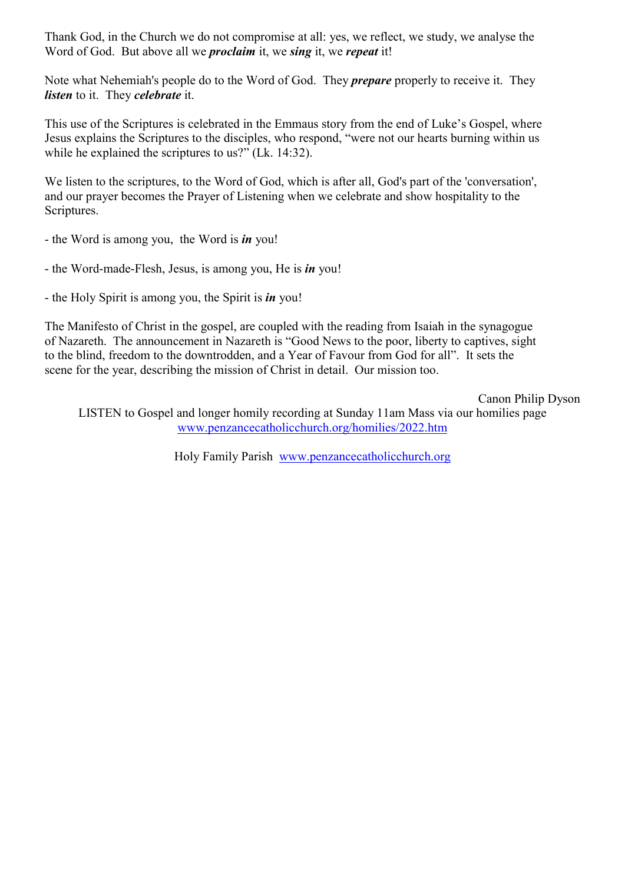Thank God, in the Church we do not compromise at all: yes, we reflect, we study, we analyse the Word of God. But above all we ***proclaim*** it, we ***sing*** it, we ***repeat*** it!

Note what Nehemiah's people do to the Word of God. They ***prepare*** properly to receive it. They ***listen*** to it. They ***celebrate*** it.

This use of the Scriptures is celebrated in the Emmaus story from the end of Luke's Gospel, where Jesus explains the Scriptures to the disciples, who respond, "were not our hearts burning within us while he explained the scriptures to us?" (Lk. 14:32).

We listen to the scriptures, to the Word of God, which is after all, God's part of the 'conversation', and our prayer becomes the Prayer of Listening when we celebrate and show hospitality to the Scriptures.

- the Word is among you, the Word is ***in*** you!

- the Word-made-Flesh, Jesus, is among you, He is ***in*** you!

- the Holy Spirit is among you, the Spirit is ***in*** you!

The Manifesto of Christ in the gospel, are coupled with the reading from Isaiah in the synagogue of Nazareth. The announcement in Nazareth is "Good News to the poor, liberty to captives, sight to the blind, freedom to the downtrodden, and a Year of Favour from God for all". It sets the scene for the year, describing the mission of Christ in detail. Our mission too.

Canon Philip Dyson

LISTEN to Gospel and longer homily recording at Sunday 11am Mass via our homilies page
www.penzancecatholicchurch.org/homilies/2022.htm

Holy Family Parish www.penzancecatholicchurch.org